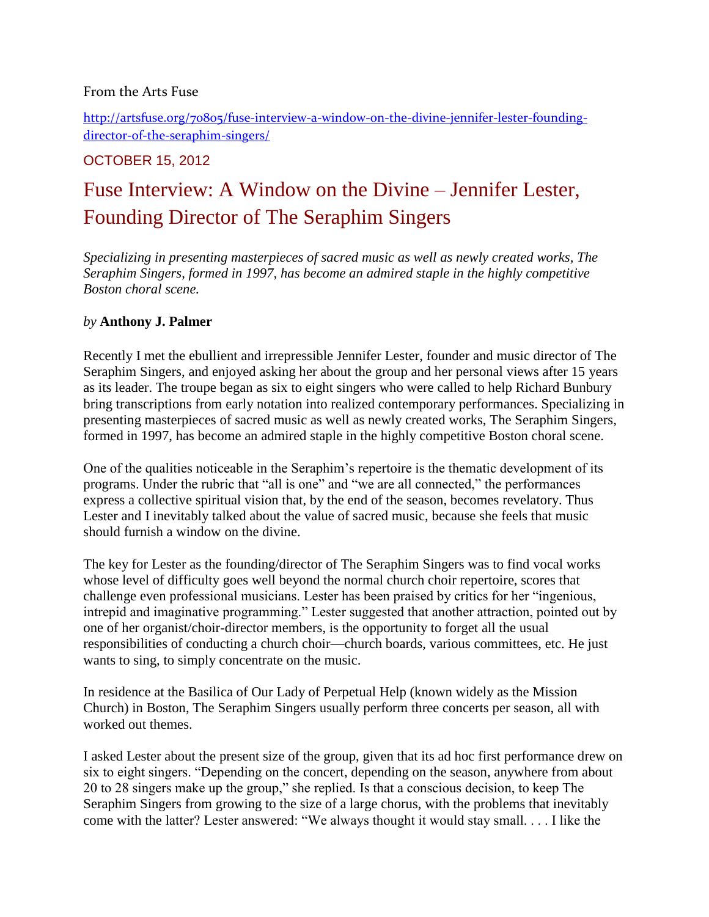From the Arts Fuse

http://artsfuse.org/70805/fuse-interview-a-window-on-the-divine-jennifer-lester-founding-director-of-the-seraphim-singers/

OCTOBER 15, 2012

# Fuse Interview: A Window on the Divine – Jennifer Lester, Founding Director of The Seraphim Singers

*Specializing in presenting masterpieces of sacred music as well as newly created works, The Seraphim Singers, formed in 1997, has become an admired staple in the highly competitive Boston choral scene.*

*by* **Anthony J. Palmer**

Recently I met the ebullient and irrepressible Jennifer Lester, founder and music director of The Seraphim Singers, and enjoyed asking her about the group and her personal views after 15 years as its leader. The troupe began as six to eight singers who were called to help Richard Bunbury bring transcriptions from early notation into realized contemporary performances. Specializing in presenting masterpieces of sacred music as well as newly created works, The Seraphim Singers, formed in 1997, has become an admired staple in the highly competitive Boston choral scene.

One of the qualities noticeable in the Seraphim's repertoire is the thematic development of its programs. Under the rubric that "all is one" and "we are all connected," the performances express a collective spiritual vision that, by the end of the season, becomes revelatory. Thus Lester and I inevitably talked about the value of sacred music, because she feels that music should furnish a window on the divine.

The key for Lester as the founding/director of The Seraphim Singers was to find vocal works whose level of difficulty goes well beyond the normal church choir repertoire, scores that challenge even professional musicians. Lester has been praised by critics for her "ingenious, intrepid and imaginative programming." Lester suggested that another attraction, pointed out by one of her organist/choir-director members, is the opportunity to forget all the usual responsibilities of conducting a church choir—church boards, various committees, etc. He just wants to sing, to simply concentrate on the music.

In residence at the Basilica of Our Lady of Perpetual Help (known widely as the Mission Church) in Boston, The Seraphim Singers usually perform three concerts per season, all with worked out themes.

I asked Lester about the present size of the group, given that its ad hoc first performance drew on six to eight singers. "Depending on the concert, depending on the season, anywhere from about 20 to 28 singers make up the group," she replied. Is that a conscious decision, to keep The Seraphim Singers from growing to the size of a large chorus, with the problems that inevitably come with the latter? Lester answered: "We always thought it would stay small. . . . I like the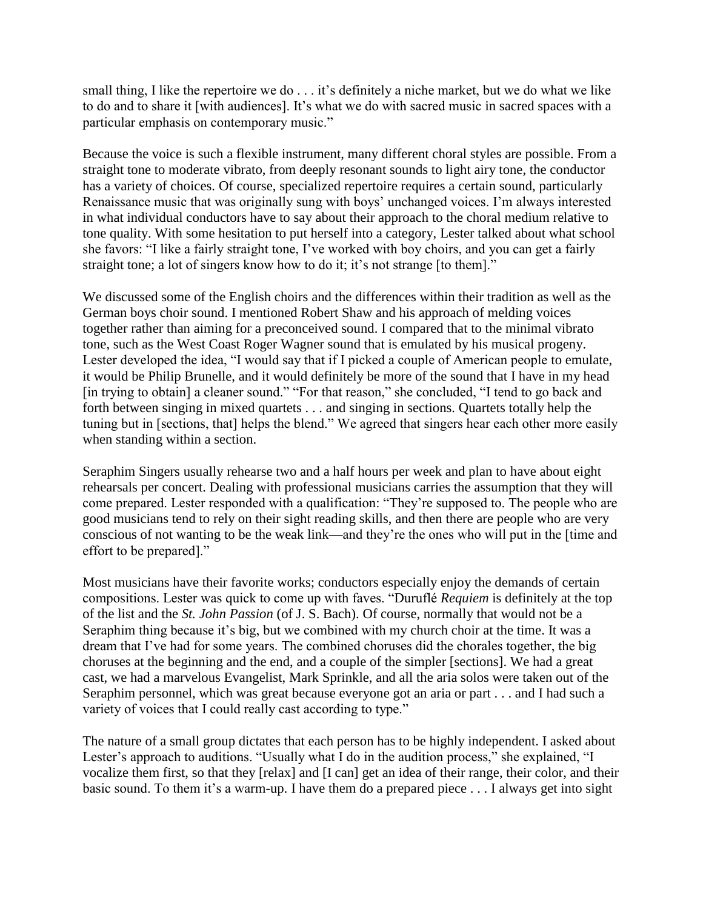small thing, I like the repertoire we do . . . it's definitely a niche market, but we do what we like to do and to share it [with audiences]. It's what we do with sacred music in sacred spaces with a particular emphasis on contemporary music."

Because the voice is such a flexible instrument, many different choral styles are possible. From a straight tone to moderate vibrato, from deeply resonant sounds to light airy tone, the conductor has a variety of choices. Of course, specialized repertoire requires a certain sound, particularly Renaissance music that was originally sung with boys' unchanged voices. I'm always interested in what individual conductors have to say about their approach to the choral medium relative to tone quality. With some hesitation to put herself into a category, Lester talked about what school she favors: "I like a fairly straight tone, I've worked with boy choirs, and you can get a fairly straight tone; a lot of singers know how to do it; it's not strange [to them]."

We discussed some of the English choirs and the differences within their tradition as well as the German boys choir sound. I mentioned Robert Shaw and his approach of melding voices together rather than aiming for a preconceived sound. I compared that to the minimal vibrato tone, such as the West Coast Roger Wagner sound that is emulated by his musical progeny. Lester developed the idea, "I would say that if I picked a couple of American people to emulate, it would be Philip Brunelle, and it would definitely be more of the sound that I have in my head [in trying to obtain] a cleaner sound." "For that reason," she concluded, "I tend to go back and forth between singing in mixed quartets . . . and singing in sections. Quartets totally help the tuning but in [sections, that] helps the blend." We agreed that singers hear each other more easily when standing within a section.

Seraphim Singers usually rehearse two and a half hours per week and plan to have about eight rehearsals per concert. Dealing with professional musicians carries the assumption that they will come prepared. Lester responded with a qualification: "They're supposed to. The people who are good musicians tend to rely on their sight reading skills, and then there are people who are very conscious of not wanting to be the weak link—and they're the ones who will put in the [time and effort to be prepared]."

Most musicians have their favorite works; conductors especially enjoy the demands of certain compositions. Lester was quick to come up with faves. "Duruflé *Requiem* is definitely at the top of the list and the *St. John Passion* (of J. S. Bach). Of course, normally that would not be a Seraphim thing because it's big, but we combined with my church choir at the time. It was a dream that I've had for some years. The combined choruses did the chorales together, the big choruses at the beginning and the end, and a couple of the simpler [sections]. We had a great cast, we had a marvelous Evangelist, Mark Sprinkle, and all the aria solos were taken out of the Seraphim personnel, which was great because everyone got an aria or part . . . and I had such a variety of voices that I could really cast according to type."

The nature of a small group dictates that each person has to be highly independent. I asked about Lester's approach to auditions. "Usually what I do in the audition process," she explained, "I vocalize them first, so that they [relax] and [I can] get an idea of their range, their color, and their basic sound. To them it's a warm-up. I have them do a prepared piece . . . I always get into sight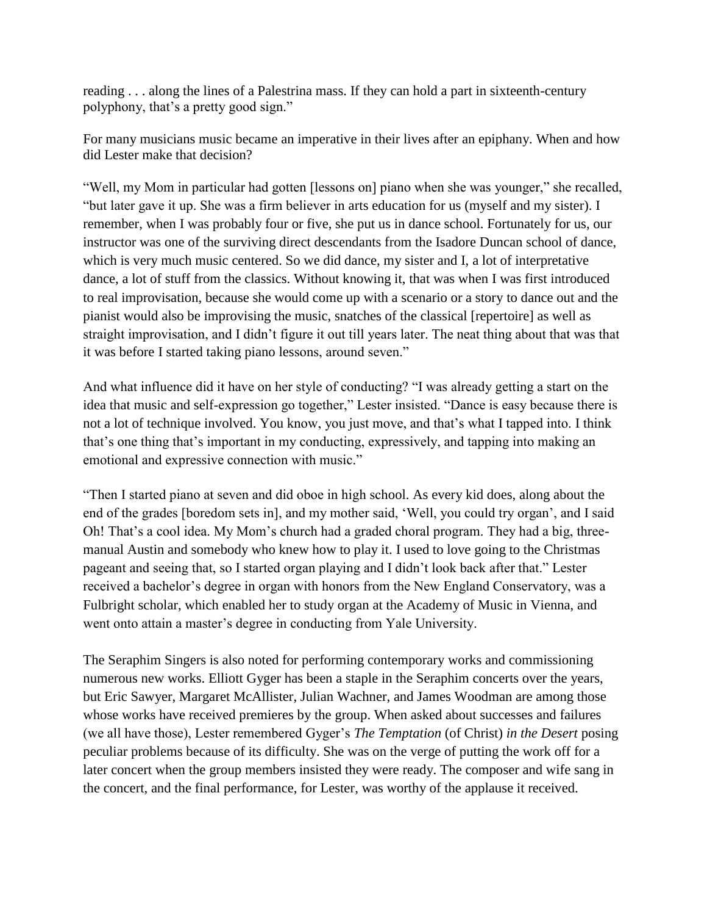reading . . . along the lines of a Palestrina mass. If they can hold a part in sixteenth-century polyphony, that's a pretty good sign."

For many musicians music became an imperative in their lives after an epiphany. When and how did Lester make that decision?

"Well, my Mom in particular had gotten [lessons on] piano when she was younger," she recalled, "but later gave it up. She was a firm believer in arts education for us (myself and my sister). I remember, when I was probably four or five, she put us in dance school. Fortunately for us, our instructor was one of the surviving direct descendants from the Isadore Duncan school of dance, which is very much music centered. So we did dance, my sister and I, a lot of interpretative dance, a lot of stuff from the classics. Without knowing it, that was when I was first introduced to real improvisation, because she would come up with a scenario or a story to dance out and the pianist would also be improvising the music, snatches of the classical [repertoire] as well as straight improvisation, and I didn't figure it out till years later. The neat thing about that was that it was before I started taking piano lessons, around seven."

And what influence did it have on her style of conducting? "I was already getting a start on the idea that music and self-expression go together," Lester insisted. "Dance is easy because there is not a lot of technique involved. You know, you just move, and that's what I tapped into. I think that's one thing that's important in my conducting, expressively, and tapping into making an emotional and expressive connection with music."

"Then I started piano at seven and did oboe in high school. As every kid does, along about the end of the grades [boredom sets in], and my mother said, 'Well, you could try organ', and I said Oh! That's a cool idea. My Mom's church had a graded choral program. They had a big, three-manual Austin and somebody who knew how to play it. I used to love going to the Christmas pageant and seeing that, so I started organ playing and I didn't look back after that." Lester received a bachelor's degree in organ with honors from the New England Conservatory, was a Fulbright scholar, which enabled her to study organ at the Academy of Music in Vienna, and went onto attain a master's degree in conducting from Yale University.

The Seraphim Singers is also noted for performing contemporary works and commissioning numerous new works. Elliott Gyger has been a staple in the Seraphim concerts over the years, but Eric Sawyer, Margaret McAllister, Julian Wachner, and James Woodman are among those whose works have received premieres by the group. When asked about successes and failures (we all have those), Lester remembered Gyger's *The Temptation* (of Christ) *in the Desert* posing peculiar problems because of its difficulty. She was on the verge of putting the work off for a later concert when the group members insisted they were ready. The composer and wife sang in the concert, and the final performance, for Lester, was worthy of the applause it received.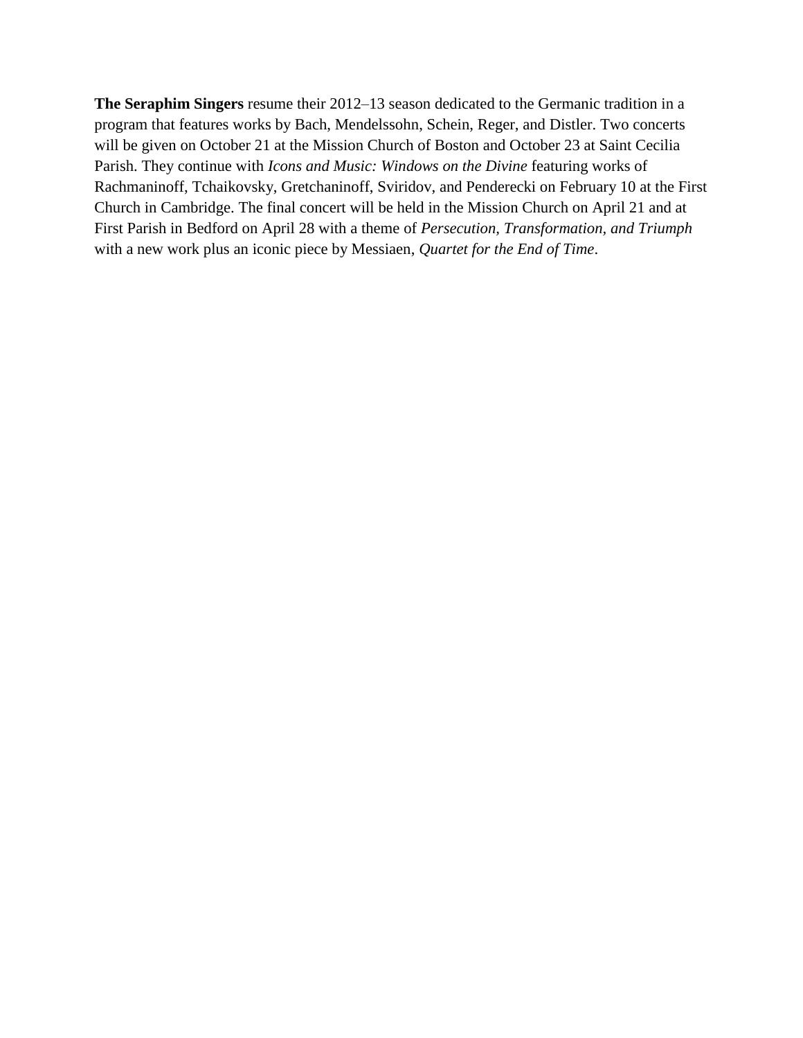**The Seraphim Singers** resume their 2012–13 season dedicated to the Germanic tradition in a program that features works by Bach, Mendelssohn, Schein, Reger, and Distler. Two concerts will be given on October 21 at the Mission Church of Boston and October 23 at Saint Cecilia Parish. They continue with *Icons and Music: Windows on the Divine* featuring works of Rachmaninoff, Tchaikovsky, Gretchaninoff, Sviridov, and Penderecki on February 10 at the First Church in Cambridge. The final concert will be held in the Mission Church on April 21 and at First Parish in Bedford on April 28 with a theme of *Persecution, Transformation, and Triumph* with a new work plus an iconic piece by Messiaen, *Quartet for the End of Time*.